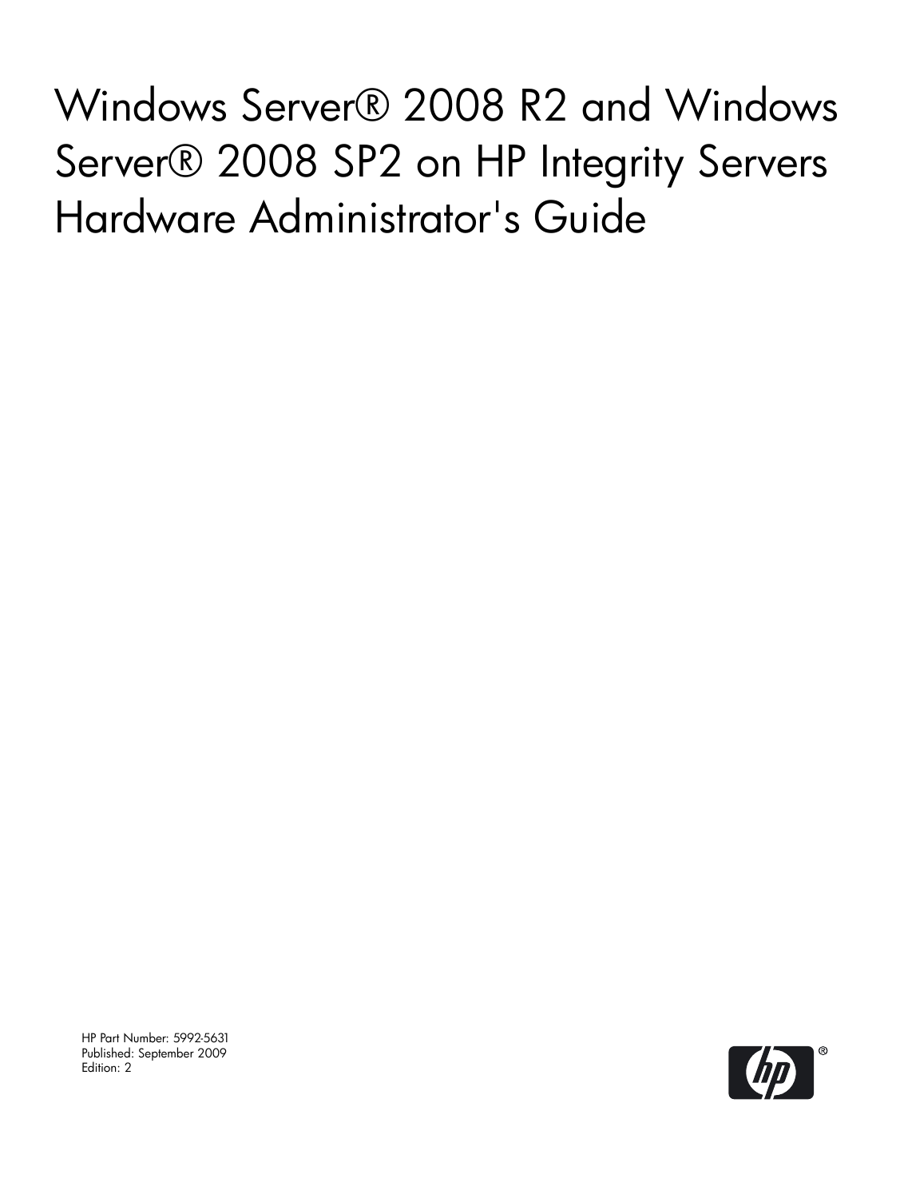# Windows Server® 2008 R2 and Windows Server® 2008 SP2 on HP Integrity Servers Hardware Administrator's Guide

HP Part Number: 5992-5631
Published: September 2009
Edition: 2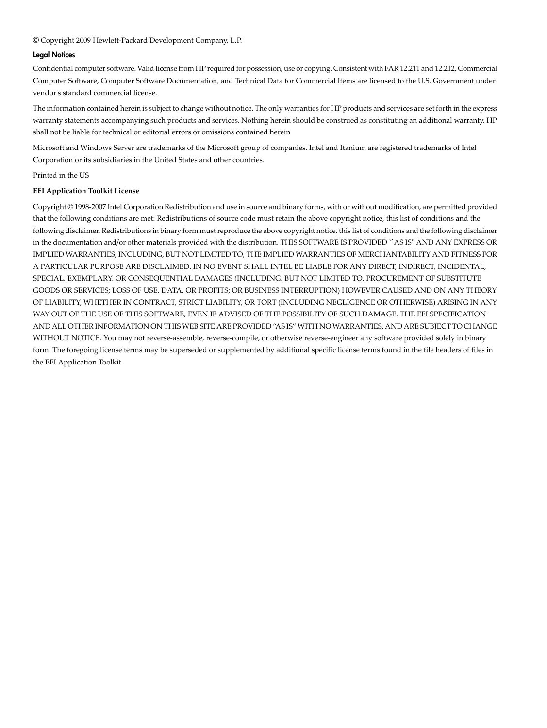© Copyright 2009 Hewlett-Packard Development Company, L.P.

**Legal Notices**

Confidential computer software. Valid license from HP required for possession, use or copying. Consistent with FAR 12.211 and 12.212, Commercial Computer Software, Computer Software Documentation, and Technical Data for Commercial Items are licensed to the U.S. Government under vendor's standard commercial license.

The information contained herein is subject to change without notice. The only warranties for HP products and services are set forth in the express warranty statements accompanying such products and services. Nothing herein should be construed as constituting an additional warranty. HP shall not be liable for technical or editorial errors or omissions contained herein

Microsoft and Windows Server are trademarks of the Microsoft group of companies. Intel and Itanium are registered trademarks of Intel Corporation or its subsidiaries in the United States and other countries.

Printed in the US

**EFI Application Toolkit License**

Copyright © 1998-2007 Intel Corporation Redistribution and use in source and binary forms, with or without modification, are permitted provided that the following conditions are met: Redistributions of source code must retain the above copyright notice, this list of conditions and the following disclaimer. Redistributions in binary form must reproduce the above copyright notice, this list of conditions and the following disclaimer in the documentation and/or other materials provided with the distribution. THIS SOFTWARE IS PROVIDED ``AS IS'' AND ANY EXPRESS OR IMPLIED WARRANTIES, INCLUDING, BUT NOT LIMITED TO, THE IMPLIED WARRANTIES OF MERCHANTABILITY AND FITNESS FOR A PARTICULAR PURPOSE ARE DISCLAIMED. IN NO EVENT SHALL INTEL BE LIABLE FOR ANY DIRECT, INDIRECT, INCIDENTAL, SPECIAL, EXEMPLARY, OR CONSEQUENTIAL DAMAGES (INCLUDING, BUT NOT LIMITED TO, PROCUREMENT OF SUBSTITUTE GOODS OR SERVICES; LOSS OF USE, DATA, OR PROFITS; OR BUSINESS INTERRUPTION) HOWEVER CAUSED AND ON ANY THEORY OF LIABILITY, WHETHER IN CONTRACT, STRICT LIABILITY, OR TORT (INCLUDING NEGLIGENCE OR OTHERWISE) ARISING IN ANY WAY OUT OF THE USE OF THIS SOFTWARE, EVEN IF ADVISED OF THE POSSIBILITY OF SUCH DAMAGE. THE EFI SPECIFICATION AND ALL OTHER INFORMATION ON THIS WEB SITE ARE PROVIDED "AS IS" WITH NO WARRANTIES, AND ARE SUBJECT TO CHANGE WITHOUT NOTICE. You may not reverse-assemble, reverse-compile, or otherwise reverse-engineer any software provided solely in binary form. The foregoing license terms may be superseded or supplemented by additional specific license terms found in the file headers of files in the EFI Application Toolkit.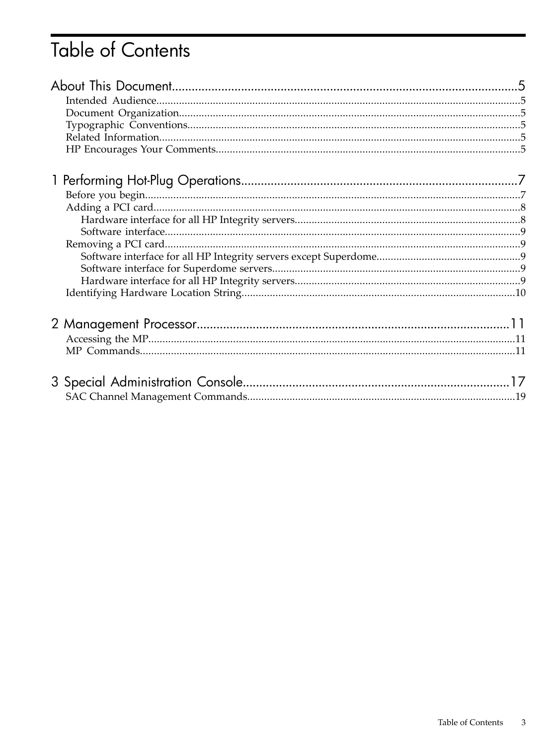# Table of Contents

About This Document.....5

- Intended Audience.....5
- Document Organization.....5
- Typographic Conventions.....5
- Related Information.....5
- HP Encourages Your Comments.....5

1 Performing Hot-Plug Operations.....7

- Before you begin.....7
- Adding a PCI card.....8
  - Hardware interface for all HP Integrity servers.....8
  - Software interface.....9
- Removing a PCI card.....9
  - Software interface for all HP Integrity servers except Superdome.....9
  - Software interface for Superdome servers.....9
  - Hardware interface for all HP Integrity servers.....9
- Identifying Hardware Location String.....10

2 Management Processor.....11

- Accessing the MP.....11
- MP Commands.....11

3 Special Administration Console.....17

- SAC Channel Management Commands.....19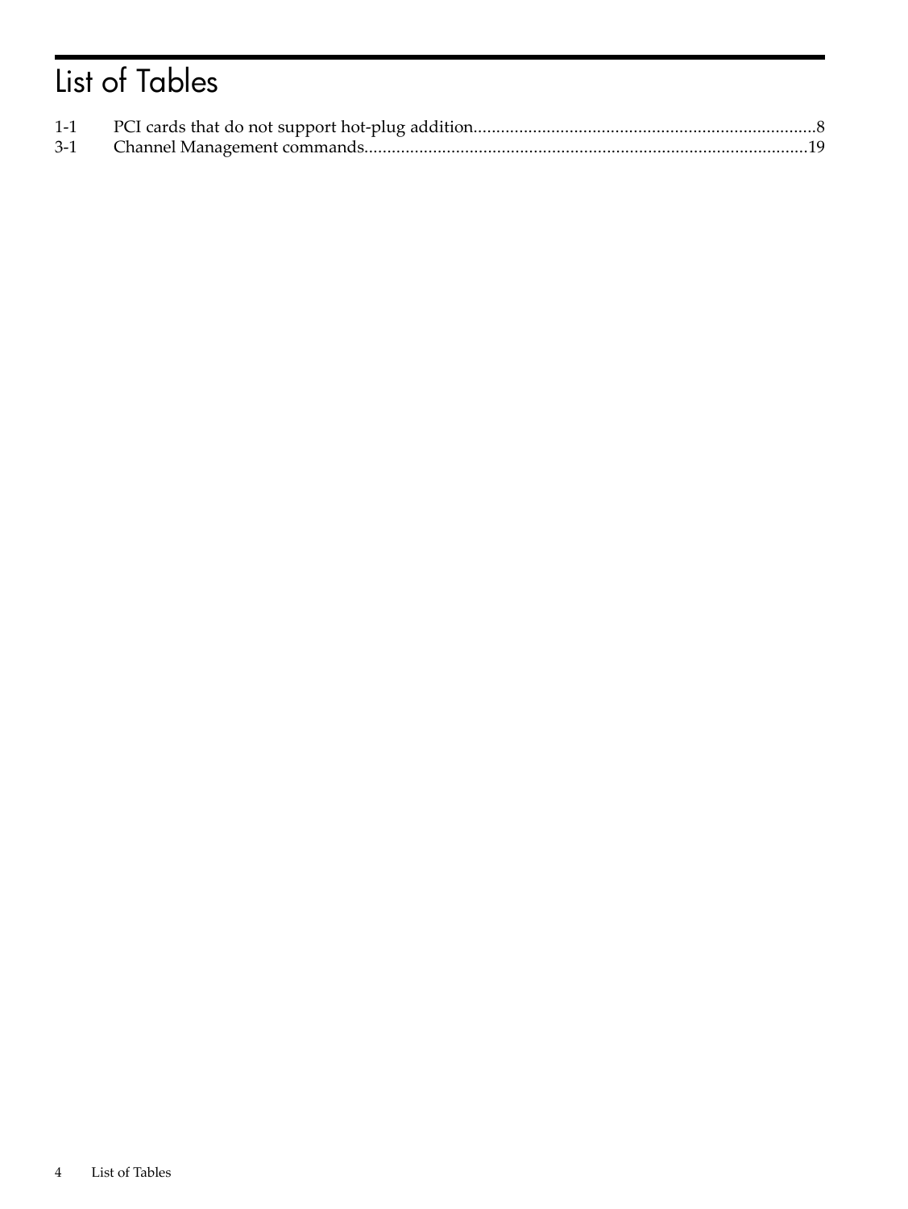# List of Tables

1-1 PCI cards that do not support hot-plug addition..........................................................................8
3-1 Channel Management commands................................................................................................19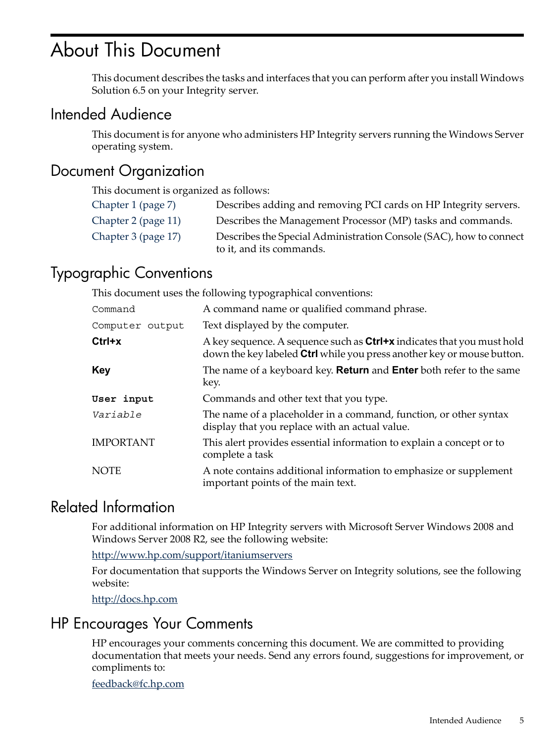# About This Document

This document describes the tasks and interfaces that you can perform after you install Windows Solution 6.5 on your Integrity server.

## Intended Audience

This document is for anyone who administers HP Integrity servers running the Windows Server operating system.

## Document Organization

This document is organized as follows:

| | |
|---|---|
| Chapter 1 (page 7) | Describes adding and removing PCI cards on HP Integrity servers. |
| Chapter 2 (page 11) | Describes the Management Processor (MP) tasks and commands. |
| Chapter 3 (page 17) | Describes the Special Administration Console (SAC), how to connect to it, and its commands. |

## Typographic Conventions

This document uses the following typographical conventions:

| | |
|---|---|
| `Command` | A command name or qualified command phrase. |
| `Computer output` | Text displayed by the computer. |
| **Ctrl+x** | A key sequence. A sequence such as **Ctrl+x** indicates that you must hold down the key labeled **Ctrl** while you press another key or mouse button. |
| **Key** | The name of a keyboard key. **Return** and **Enter** both refer to the same key. |
| **`User input`** | Commands and other text that you type. |
| *`Variable`* | The name of a placeholder in a command, function, or other syntax display that you replace with an actual value. |
| IMPORTANT | This alert provides essential information to explain a concept or to complete a task |
| NOTE | A note contains additional information to emphasize or supplement important points of the main text. |

## Related Information

For additional information on HP Integrity servers with Microsoft Server Windows 2008 and Windows Server 2008 R2, see the following website:

http://www.hp.com/support/itaniumservers

For documentation that supports the Windows Server on Integrity solutions, see the following website:

http://docs.hp.com

## HP Encourages Your Comments

HP encourages your comments concerning this document. We are committed to providing documentation that meets your needs. Send any errors found, suggestions for improvement, or compliments to:

feedback@fc.hp.com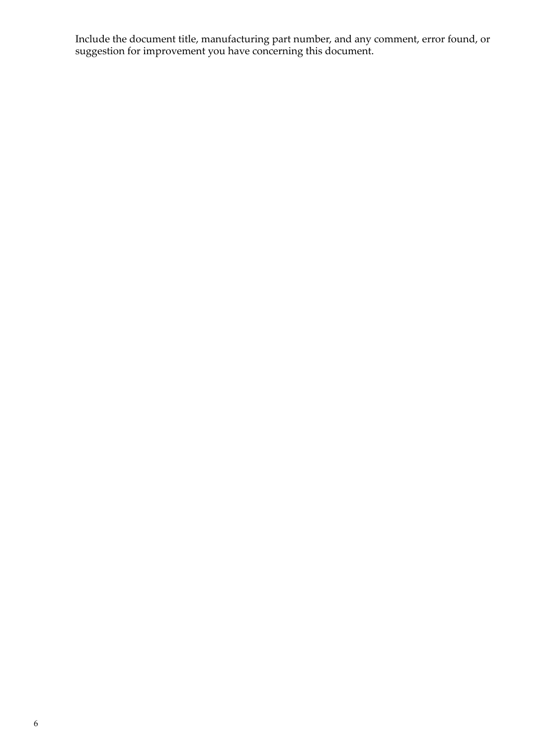Include the document title, manufacturing part number, and any comment, error found, or suggestion for improvement you have concerning this document.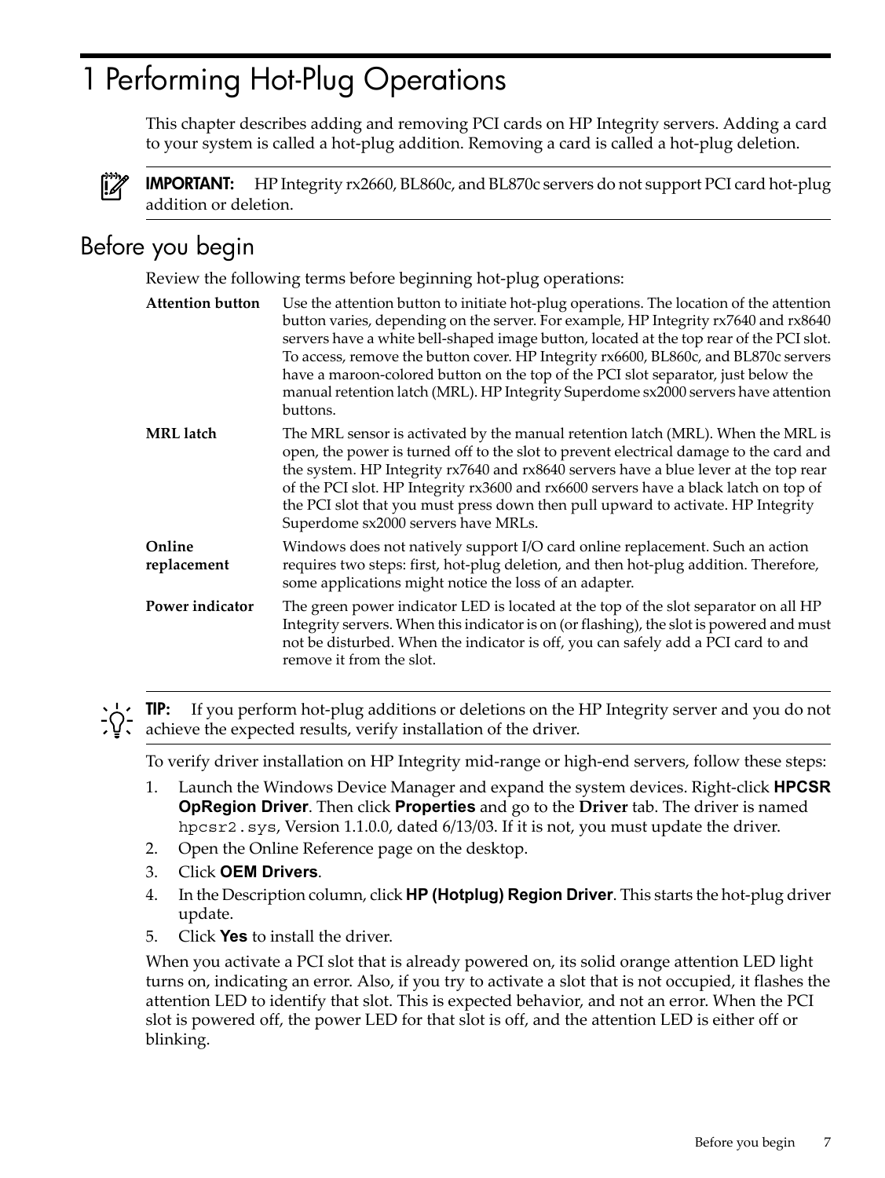# 1 Performing Hot-Plug Operations

This chapter describes adding and removing PCI cards on HP Integrity servers. Adding a card to your system is called a hot-plug addition. Removing a card is called a hot-plug deletion.

**IMPORTANT:** HP Integrity rx2660, BL860c, and BL870c servers do not support PCI card hot-plug addition or deletion.

## Before you begin

Review the following terms before beginning hot-plug operations:

**Attention button** — Use the attention button to initiate hot-plug operations. The location of the attention button varies, depending on the server. For example, HP Integrity rx7640 and rx8640 servers have a white bell-shaped image button, located at the top rear of the PCI slot. To access, remove the button cover. HP Integrity rx6600, BL860c, and BL870c servers have a maroon-colored button on the top of the PCI slot separator, just below the manual retention latch (MRL). HP Integrity Superdome sx2000 servers have attention buttons.

**MRL latch** — The MRL sensor is activated by the manual retention latch (MRL). When the MRL is open, the power is turned off to the slot to prevent electrical damage to the card and the system. HP Integrity rx7640 and rx8640 servers have a blue lever at the top rear of the PCI slot. HP Integrity rx3600 and rx6600 servers have a black latch on top of the PCI slot that you must press down then pull upward to activate. HP Integrity Superdome sx2000 servers have MRLs.

**Online replacement** — Windows does not natively support I/O card online replacement. Such an action requires two steps: first, hot-plug deletion, and then hot-plug addition. Therefore, some applications might notice the loss of an adapter.

**Power indicator** — The green power indicator LED is located at the top of the slot separator on all HP Integrity servers. When this indicator is on (or flashing), the slot is powered and must not be disturbed. When the indicator is off, you can safely add a PCI card to and remove it from the slot.

**TIP:** If you perform hot-plug additions or deletions on the HP Integrity server and you do not achieve the expected results, verify installation of the driver.

To verify driver installation on HP Integrity mid-range or high-end servers, follow these steps:

1. Launch the Windows Device Manager and expand the system devices. Right-click **HPCSR OpRegion Driver**. Then click **Properties** and go to the **Driver** tab. The driver is named `hpcsr2.sys`, Version 1.1.0.0, dated 6/13/03. If it is not, you must update the driver.
2. Open the Online Reference page on the desktop.
3. Click **OEM Drivers**.
4. In the Description column, click **HP (Hotplug) Region Driver**. This starts the hot-plug driver update.
5. Click **Yes** to install the driver.

When you activate a PCI slot that is already powered on, its solid orange attention LED light turns on, indicating an error. Also, if you try to activate a slot that is not occupied, it flashes the attention LED to identify that slot. This is expected behavior, and not an error. When the PCI slot is powered off, the power LED for that slot is off, and the attention LED is either off or blinking.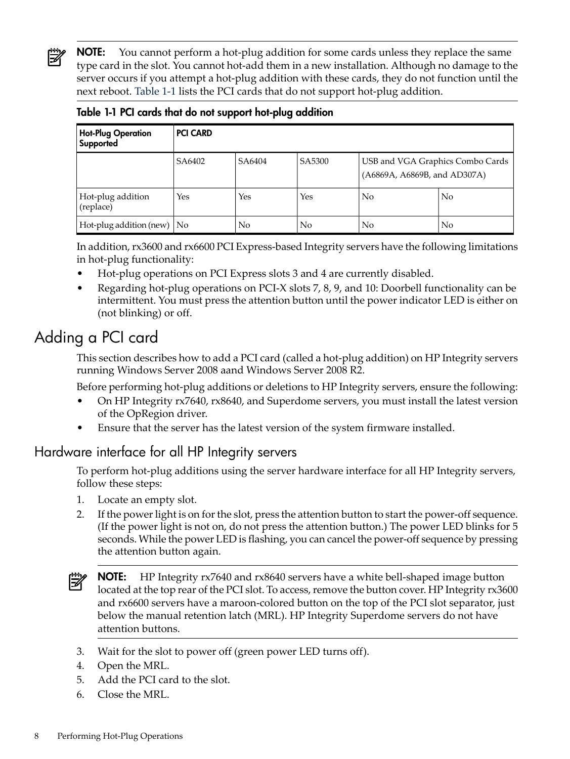**NOTE:** You cannot perform a hot-plug addition for some cards unless they replace the same type card in the slot. You cannot hot-add them in a new installation. Although no damage to the server occurs if you attempt a hot-plug addition with these cards, they do not function until the next reboot. Table 1-1 lists the PCI cards that do not support hot-plug addition.

**Table 1-1 PCI cards that do not support hot-plug addition**

| Hot-Plug Operation Supported | PCI CARD | | | | |
|---|---|---|---|---|---|
| | SA6402 | SA6404 | SA5300 | USB and VGA Graphics Combo Cards (A6869A, A6869B, and AD307A) | |
| Hot-plug addition (replace) | Yes | Yes | Yes | No | No |
| Hot-plug addition (new) | No | No | No | No | No |

In addition, rx3600 and rx6600 PCI Express-based Integrity servers have the following limitations in hot-plug functionality:

- Hot-plug operations on PCI Express slots 3 and 4 are currently disabled.
- Regarding hot-plug operations on PCI-X slots 7, 8, 9, and 10: Doorbell functionality can be intermittent. You must press the attention button until the power indicator LED is either on (not blinking) or off.

# Adding a PCI card

This section describes how to add a PCI card (called a hot-plug addition) on HP Integrity servers running Windows Server 2008 aand Windows Server 2008 R2.

Before performing hot-plug additions or deletions to HP Integrity servers, ensure the following:

- On HP Integrity rx7640, rx8640, and Superdome servers, you must install the latest version of the OpRegion driver.
- Ensure that the server has the latest version of the system firmware installed.

## Hardware interface for all HP Integrity servers

To perform hot-plug additions using the server hardware interface for all HP Integrity servers, follow these steps:

1. Locate an empty slot.
2. If the power light is on for the slot, press the attention button to start the power-off sequence. (If the power light is not on, do not press the attention button.) The power LED blinks for 5 seconds. While the power LED is flashing, you can cancel the power-off sequence by pressing the attention button again.

**NOTE:** HP Integrity rx7640 and rx8640 servers have a white bell-shaped image button located at the top rear of the PCI slot. To access, remove the button cover. HP Integrity rx3600 and rx6600 servers have a maroon-colored button on the top of the PCI slot separator, just below the manual retention latch (MRL). HP Integrity Superdome servers do not have attention buttons.

3. Wait for the slot to power off (green power LED turns off).
4. Open the MRL.
5. Add the PCI card to the slot.
6. Close the MRL.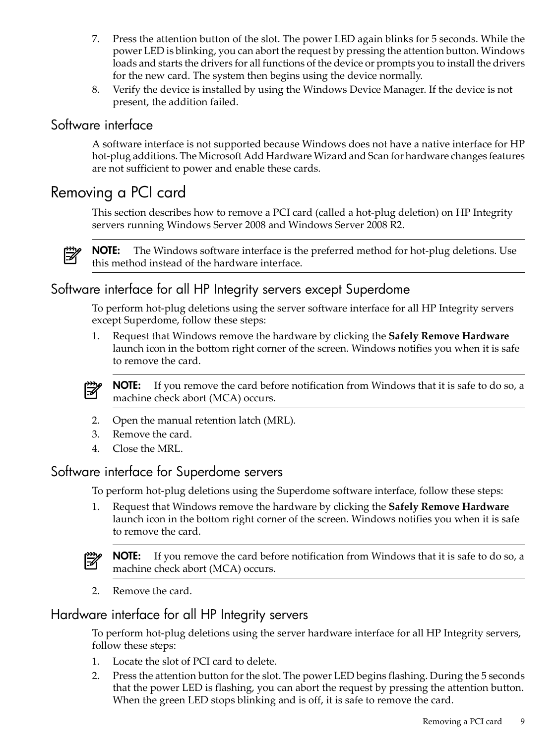7. Press the attention button of the slot. The power LED again blinks for 5 seconds. While the power LED is blinking, you can abort the request by pressing the attention button. Windows loads and starts the drivers for all functions of the device or prompts you to install the drivers for the new card. The system then begins using the device normally.
8. Verify the device is installed by using the Windows Device Manager. If the device is not present, the addition failed.

### Software interface

A software interface is not supported because Windows does not have a native interface for HP hot-plug additions. The Microsoft Add Hardware Wizard and Scan for hardware changes features are not sufficient to power and enable these cards.

## Removing a PCI card

This section describes how to remove a PCI card (called a hot-plug deletion) on HP Integrity servers running Windows Server 2008 and Windows Server 2008 R2.

> **NOTE:** The Windows software interface is the preferred method for hot-plug deletions. Use this method instead of the hardware interface.

### Software interface for all HP Integrity servers except Superdome

To perform hot-plug deletions using the server software interface for all HP Integrity servers except Superdome, follow these steps:

1. Request that Windows remove the hardware by clicking the **Safely Remove Hardware** launch icon in the bottom right corner of the screen. Windows notifies you when it is safe to remove the card.

   > **NOTE:** If you remove the card before notification from Windows that it is safe to do so, a machine check abort (MCA) occurs.

2. Open the manual retention latch (MRL).
3. Remove the card.
4. Close the MRL.

### Software interface for Superdome servers

To perform hot-plug deletions using the Superdome software interface, follow these steps:

1. Request that Windows remove the hardware by clicking the **Safely Remove Hardware** launch icon in the bottom right corner of the screen. Windows notifies you when it is safe to remove the card.

   > **NOTE:** If you remove the card before notification from Windows that it is safe to do so, a machine check abort (MCA) occurs.

2. Remove the card.

### Hardware interface for all HP Integrity servers

To perform hot-plug deletions using the server hardware interface for all HP Integrity servers, follow these steps:

1. Locate the slot of PCI card to delete.
2. Press the attention button for the slot. The power LED begins flashing. During the 5 seconds that the power LED is flashing, you can abort the request by pressing the attention button. When the green LED stops blinking and is off, it is safe to remove the card.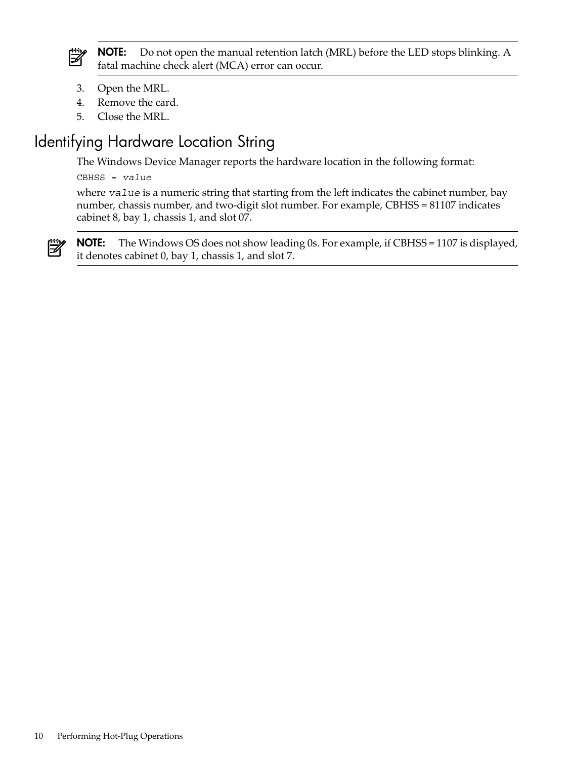**NOTE:** Do not open the manual retention latch (MRL) before the LED stops blinking. A fatal machine check alert (MCA) error can occur.

3. Open the MRL.
4. Remove the card.
5. Close the MRL.

## Identifying Hardware Location String

The Windows Device Manager reports the hardware location in the following format:

```
CBHSS = value
```

where `value` is a numeric string that starting from the left indicates the cabinet number, bay number, chassis number, and two-digit slot number. For example, CBHSS = 81107 indicates cabinet 8, bay 1, chassis 1, and slot 07.

**NOTE:** The Windows OS does not show leading 0s. For example, if CBHSS = 1107 is displayed, it denotes cabinet 0, bay 1, chassis 1, and slot 7.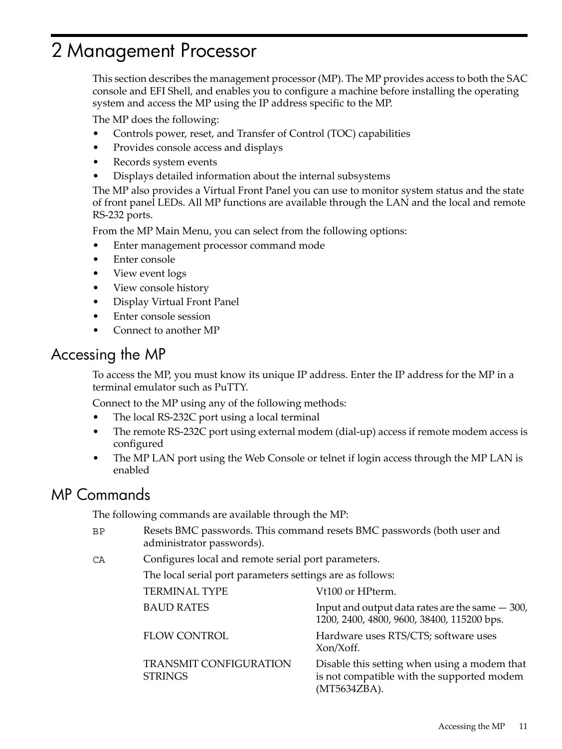# 2 Management Processor

This section describes the management processor (MP). The MP provides access to both the SAC console and EFI Shell, and enables you to configure a machine before installing the operating system and access the MP using the IP address specific to the MP.

The MP does the following:

- Controls power, reset, and Transfer of Control (TOC) capabilities
- Provides console access and displays
- Records system events
- Displays detailed information about the internal subsystems

The MP also provides a Virtual Front Panel you can use to monitor system status and the state of front panel LEDs. All MP functions are available through the LAN and the local and remote RS-232 ports.

From the MP Main Menu, you can select from the following options:

- Enter management processor command mode
- Enter console
- View event logs
- View console history
- Display Virtual Front Panel
- Enter console session
- Connect to another MP

## Accessing the MP

To access the MP, you must know its unique IP address. Enter the IP address for the MP in a terminal emulator such as PuTTY.

Connect to the MP using any of the following methods:

- The local RS-232C port using a local terminal
- The remote RS-232C port using external modem (dial-up) access if remote modem access is configured
- The MP LAN port using the Web Console or telnet if login access through the MP LAN is enabled

## MP Commands

The following commands are available through the MP:

`BP` Resets BMC passwords. This command resets BMC passwords (both user and administrator passwords).

`CA` Configures local and remote serial port parameters.

The local serial port parameters settings are as follows:

| | |
|---|---|
| TERMINAL TYPE | Vt100 or HPterm. |
| BAUD RATES | Input and output data rates are the same — 300, 1200, 2400, 4800, 9600, 38400, 115200 bps. |
| FLOW CONTROL | Hardware uses RTS/CTS; software uses Xon/Xoff. |
| TRANSMIT CONFIGURATION STRINGS | Disable this setting when using a modem that is not compatible with the supported modem (MT5634ZBA). |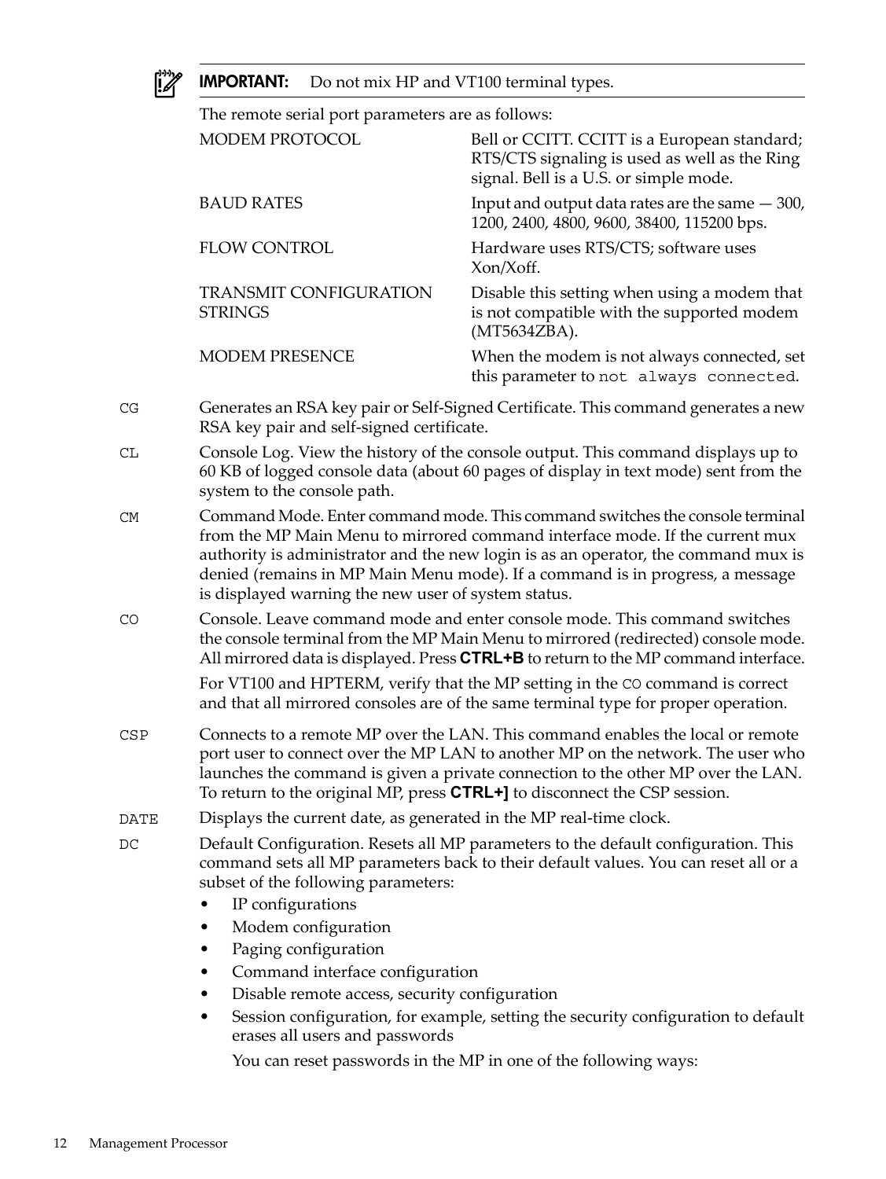**IMPORTANT:** Do not mix HP and VT100 terminal types.

The remote serial port parameters are as follows:

| | |
|---|---|
| MODEM PROTOCOL | Bell or CCITT. CCITT is a European standard; RTS/CTS signaling is used as well as the Ring signal. Bell is a U.S. or simple mode. |
| BAUD RATES | Input and output data rates are the same — 300, 1200, 2400, 4800, 9600, 38400, 115200 bps. |
| FLOW CONTROL | Hardware uses RTS/CTS; software uses Xon/Xoff. |
| TRANSMIT CONFIGURATION STRINGS | Disable this setting when using a modem that is not compatible with the supported modem (MT5634ZBA). |
| MODEM PRESENCE | When the modem is not always connected, set this parameter to `not always connected`. |

`CG` Generates an RSA key pair or Self-Signed Certificate. This command generates a new RSA key pair and self-signed certificate.

`CL` Console Log. View the history of the console output. This command displays up to 60 KB of logged console data (about 60 pages of display in text mode) sent from the system to the console path.

`CM` Command Mode. Enter command mode. This command switches the console terminal from the MP Main Menu to mirrored command interface mode. If the current mux authority is administrator and the new login is as an operator, the command mux is denied (remains in MP Main Menu mode). If a command is in progress, a message is displayed warning the new user of system status.

`CO` Console. Leave command mode and enter console mode. This command switches the console terminal from the MP Main Menu to mirrored (redirected) console mode. All mirrored data is displayed. Press **CTRL+B** to return to the MP command interface.

For VT100 and HPTERM, verify that the MP setting in the `CO` command is correct and that all mirrored consoles are of the same terminal type for proper operation.

`CSP` Connects to a remote MP over the LAN. This command enables the local or remote port user to connect over the MP LAN to another MP on the network. The user who launches the command is given a private connection to the other MP over the LAN. To return to the original MP, press **CTRL+]** to disconnect the CSP session.

`DATE` Displays the current date, as generated in the MP real-time clock.

`DC` Default Configuration. Resets all MP parameters to the default configuration. This command sets all MP parameters back to their default values. You can reset all or a subset of the following parameters:

- IP configurations
- Modem configuration
- Paging configuration
- Command interface configuration
- Disable remote access, security configuration
- Session configuration, for example, setting the security configuration to default erases all users and passwords

You can reset passwords in the MP in one of the following ways: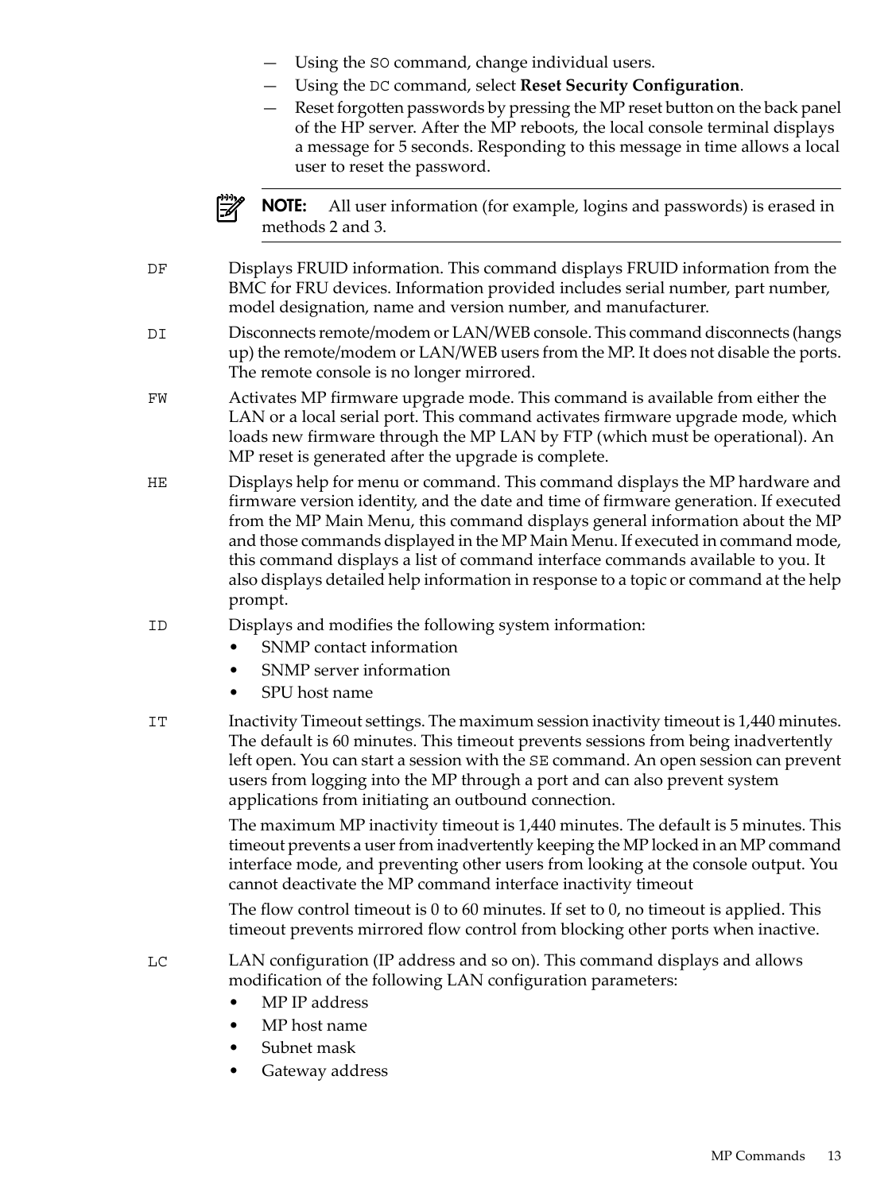- Using the `SO` command, change individual users.
- Using the `DC` command, select **Reset Security Configuration**.
- Reset forgotten passwords by pressing the MP reset button on the back panel of the HP server. After the MP reboots, the local console terminal displays a message for 5 seconds. Responding to this message in time allows a local user to reset the password.

> **NOTE:** All user information (for example, logins and passwords) is erased in methods 2 and 3.

`DF` Displays FRUID information. This command displays FRUID information from the BMC for FRU devices. Information provided includes serial number, part number, model designation, name and version number, and manufacturer.

`DI` Disconnects remote/modem or LAN/WEB console. This command disconnects (hangs up) the remote/modem or LAN/WEB users from the MP. It does not disable the ports. The remote console is no longer mirrored.

`FW` Activates MP firmware upgrade mode. This command is available from either the LAN or a local serial port. This command activates firmware upgrade mode, which loads new firmware through the MP LAN by FTP (which must be operational). An MP reset is generated after the upgrade is complete.

`HE` Displays help for menu or command. This command displays the MP hardware and firmware version identity, and the date and time of firmware generation. If executed from the MP Main Menu, this command displays general information about the MP and those commands displayed in the MP Main Menu. If executed in command mode, this command displays a list of command interface commands available to you. It also displays detailed help information in response to a topic or command at the help prompt.

`ID` Displays and modifies the following system information:

- SNMP contact information
- SNMP server information
- SPU host name

`IT` Inactivity Timeout settings. The maximum session inactivity timeout is 1,440 minutes. The default is 60 minutes. This timeout prevents sessions from being inadvertently left open. You can start a session with the `SE` command. An open session can prevent users from logging into the MP through a port and can also prevent system applications from initiating an outbound connection.

The maximum MP inactivity timeout is 1,440 minutes. The default is 5 minutes. This timeout prevents a user from inadvertently keeping the MP locked in an MP command interface mode, and preventing other users from looking at the console output. You cannot deactivate the MP command interface inactivity timeout

The flow control timeout is 0 to 60 minutes. If set to 0, no timeout is applied. This timeout prevents mirrored flow control from blocking other ports when inactive.

`LC` LAN configuration (IP address and so on). This command displays and allows modification of the following LAN configuration parameters:

- MP IP address
- MP host name
- Subnet mask
- Gateway address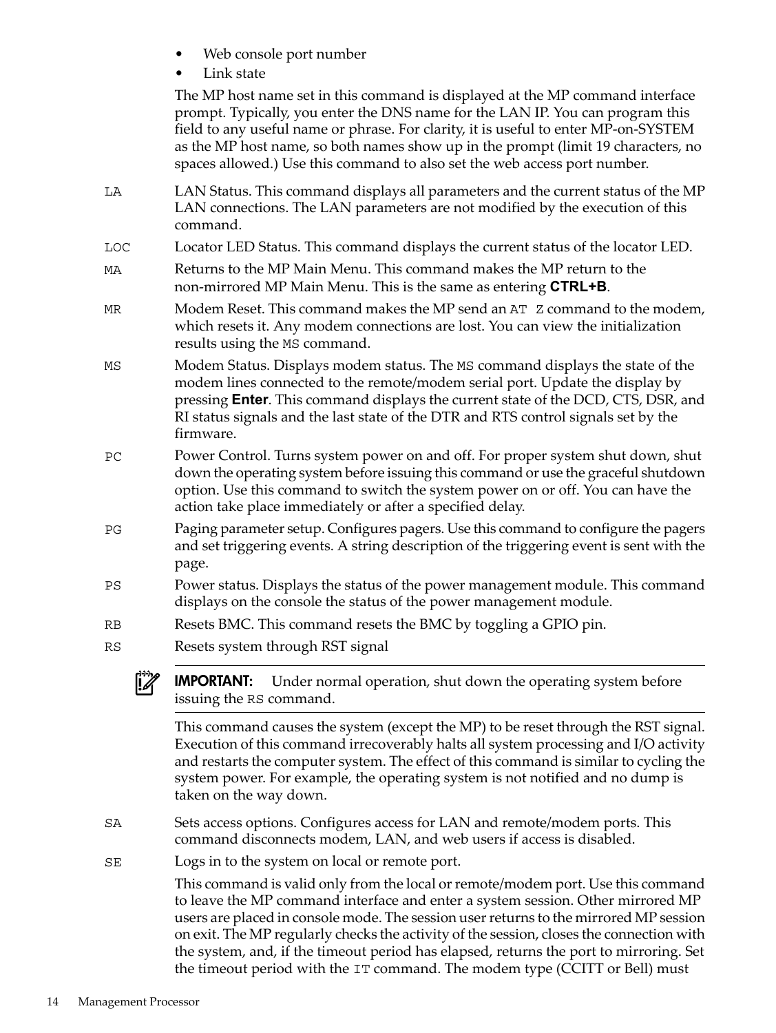- Web console port number
- Link state

The MP host name set in this command is displayed at the MP command interface prompt. Typically, you enter the DNS name for the LAN IP. You can program this field to any useful name or phrase. For clarity, it is useful to enter MP-on-SYSTEM as the MP host name, so both names show up in the prompt (limit 19 characters, no spaces allowed.) Use this command to also set the web access port number.

`LA` LAN Status. This command displays all parameters and the current status of the MP LAN connections. The LAN parameters are not modified by the execution of this command.

`LOC` Locator LED Status. This command displays the current status of the locator LED.

`MA` Returns to the MP Main Menu. This command makes the MP return to the non-mirrored MP Main Menu. This is the same as entering **CTRL+B**.

`MR` Modem Reset. This command makes the MP send an `AT Z` command to the modem, which resets it. Any modem connections are lost. You can view the initialization results using the `MS` command.

`MS` Modem Status. Displays modem status. The `MS` command displays the state of the modem lines connected to the remote/modem serial port. Update the display by pressing **Enter**. This command displays the current state of the DCD, CTS, DSR, and RI status signals and the last state of the DTR and RTS control signals set by the firmware.

`PC` Power Control. Turns system power on and off. For proper system shut down, shut down the operating system before issuing this command or use the graceful shutdown option. Use this command to switch the system power on or off. You can have the action take place immediately or after a specified delay.

`PG` Paging parameter setup. Configures pagers. Use this command to configure the pagers and set triggering events. A string description of the triggering event is sent with the page.

`PS` Power status. Displays the status of the power management module. This command displays on the console the status of the power management module.

`RB` Resets BMC. This command resets the BMC by toggling a GPIO pin.

`RS` Resets system through RST signal

> **IMPORTANT:** Under normal operation, shut down the operating system before issuing the `RS` command.

This command causes the system (except the MP) to be reset through the RST signal. Execution of this command irrecoverably halts all system processing and I/O activity and restarts the computer system. The effect of this command is similar to cycling the system power. For example, the operating system is not notified and no dump is taken on the way down.

`SA` Sets access options. Configures access for LAN and remote/modem ports. This command disconnects modem, LAN, and web users if access is disabled.

`SE` Logs in to the system on local or remote port.

This command is valid only from the local or remote/modem port. Use this command to leave the MP command interface and enter a system session. Other mirrored MP users are placed in console mode. The session user returns to the mirrored MP session on exit. The MP regularly checks the activity of the session, closes the connection with the system, and, if the timeout period has elapsed, returns the port to mirroring. Set the timeout period with the `IT` command. The modem type (CCITT or Bell) must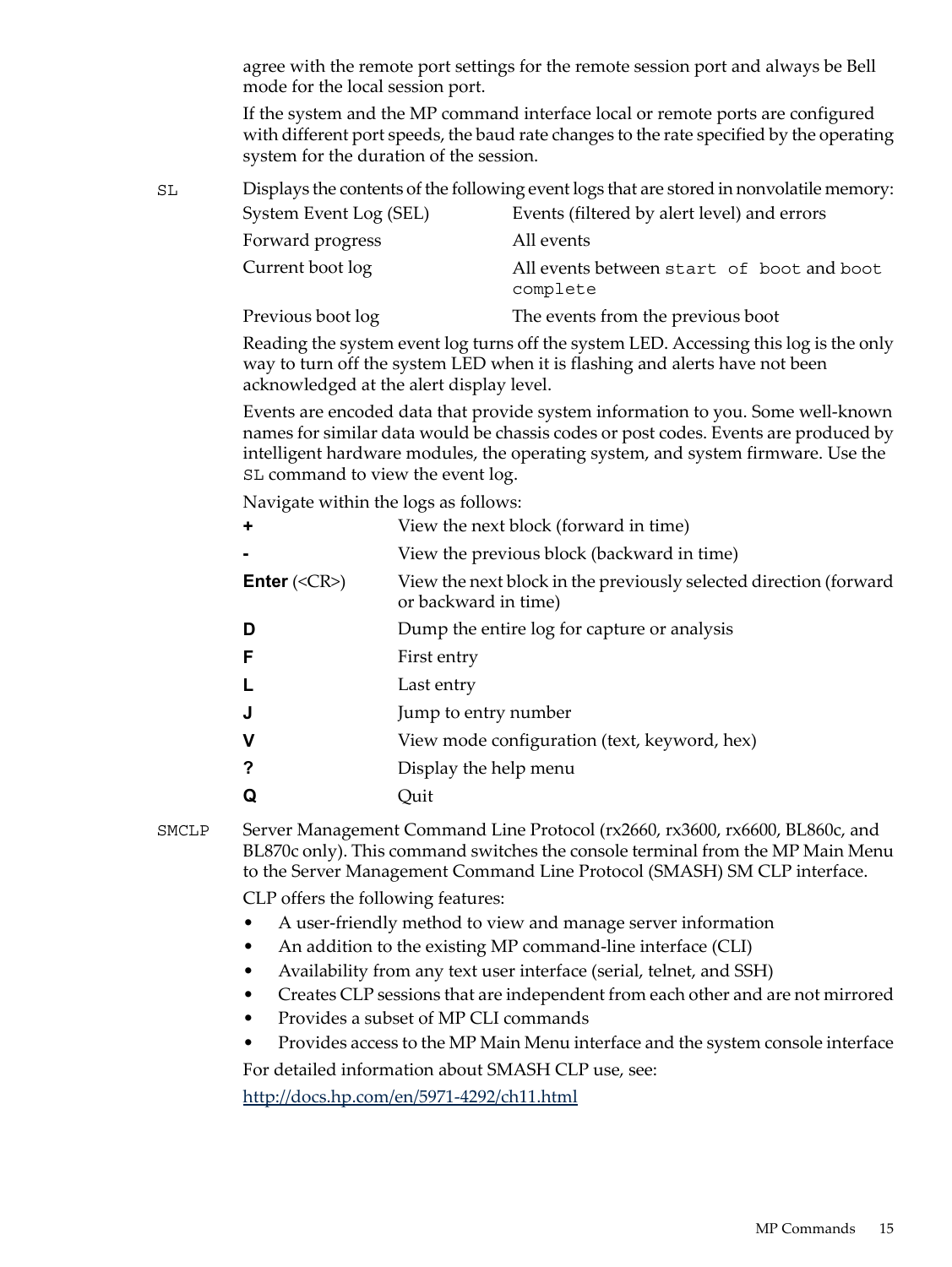agree with the remote port settings for the remote session port and always be Bell mode for the local session port.

If the system and the MP command interface local or remote ports are configured with different port speeds, the baud rate changes to the rate specified by the operating system for the duration of the session.

`SL` Displays the contents of the following event logs that are stored in nonvolatile memory:

| | |
|---|---|
| System Event Log (SEL) | Events (filtered by alert level) and errors |
| Forward progress | All events |
| Current boot log | All events between `start of boot` and `boot complete` |
| Previous boot log | The events from the previous boot |

Reading the system event log turns off the system LED. Accessing this log is the only way to turn off the system LED when it is flashing and alerts have not been acknowledged at the alert display level.

Events are encoded data that provide system information to you. Some well-known names for similar data would be chassis codes or post codes. Events are produced by intelligent hardware modules, the operating system, and system firmware. Use the `SL` command to view the event log.

Navigate within the logs as follows:

| | |
|---|---|
| **+** | View the next block (forward in time) |
| **-** | View the previous block (backward in time) |
| **Enter** (<CR>) | View the next block in the previously selected direction (forward or backward in time) |
| **D** | Dump the entire log for capture or analysis |
| **F** | First entry |
| **L** | Last entry |
| **J** | Jump to entry number |
| **V** | View mode configuration (text, keyword, hex) |
| **?** | Display the help menu |
| **Q** | Quit |

`SMCLP` Server Management Command Line Protocol (rx2660, rx3600, rx6600, BL860c, and BL870c only). This command switches the console terminal from the MP Main Menu to the Server Management Command Line Protocol (SMASH) SM CLP interface.

CLP offers the following features:

- A user-friendly method to view and manage server information
- An addition to the existing MP command-line interface (CLI)
- Availability from any text user interface (serial, telnet, and SSH)
- Creates CLP sessions that are independent from each other and are not mirrored
- Provides a subset of MP CLI commands
- Provides access to the MP Main Menu interface and the system console interface

For detailed information about SMASH CLP use, see:

http://docs.hp.com/en/5971-4292/ch11.html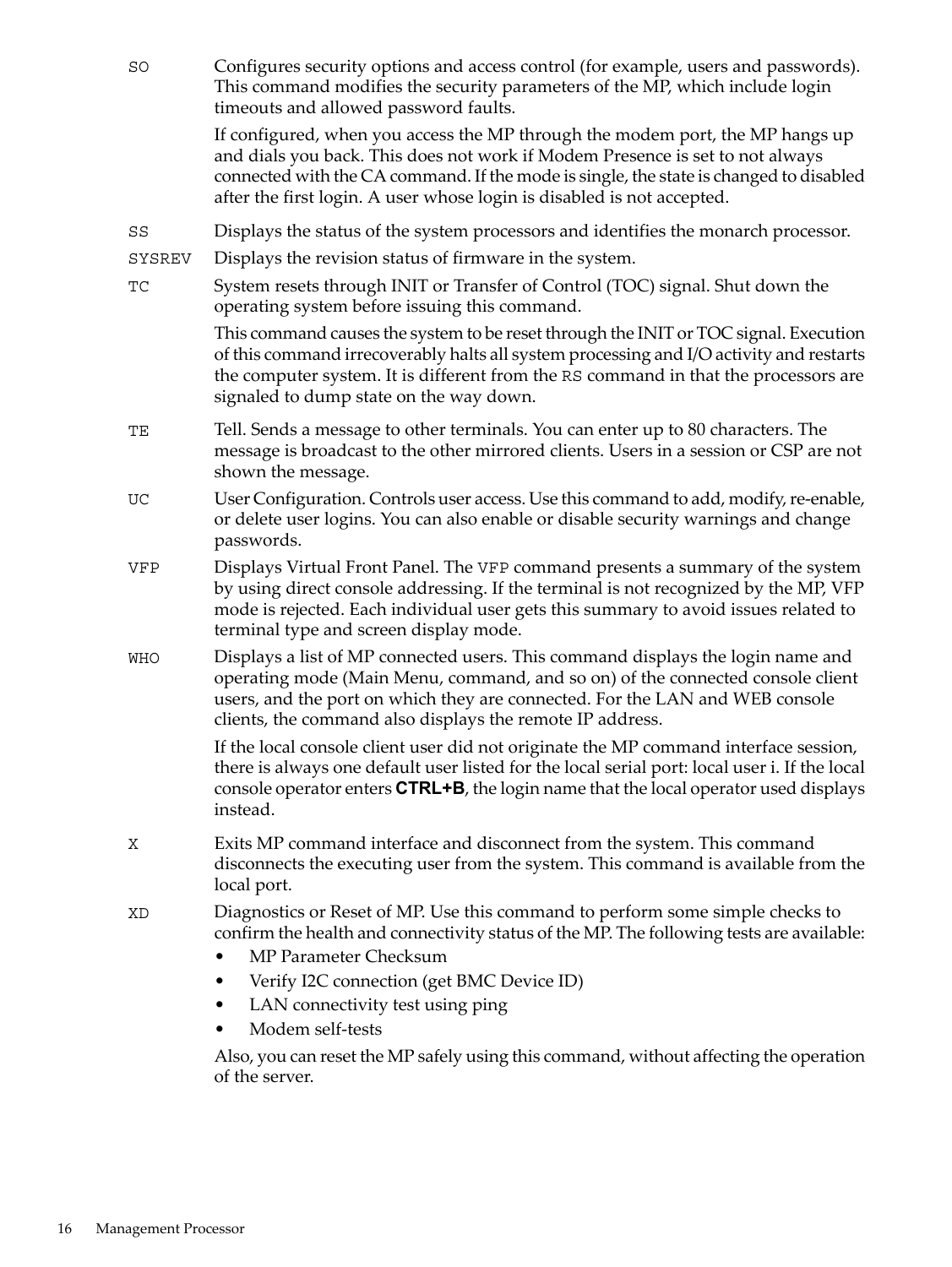`SO` Configures security options and access control (for example, users and passwords). This command modifies the security parameters of the MP, which include login timeouts and allowed password faults.

If configured, when you access the MP through the modem port, the MP hangs up and dials you back. This does not work if Modem Presence is set to not always connected with the CA command. If the mode is single, the state is changed to disabled after the first login. A user whose login is disabled is not accepted.

`SS` Displays the status of the system processors and identifies the monarch processor.

`SYSREV` Displays the revision status of firmware in the system.

`TC` System resets through INIT or Transfer of Control (TOC) signal. Shut down the operating system before issuing this command.

This command causes the system to be reset through the INIT or TOC signal. Execution of this command irrecoverably halts all system processing and I/O activity and restarts the computer system. It is different from the `RS` command in that the processors are signaled to dump state on the way down.

`TE` Tell. Sends a message to other terminals. You can enter up to 80 characters. The message is broadcast to the other mirrored clients. Users in a session or CSP are not shown the message.

`UC` User Configuration. Controls user access. Use this command to add, modify, re-enable, or delete user logins. You can also enable or disable security warnings and change passwords.

`VFP` Displays Virtual Front Panel. The `VFP` command presents a summary of the system by using direct console addressing. If the terminal is not recognized by the MP, VFP mode is rejected. Each individual user gets this summary to avoid issues related to terminal type and screen display mode.

`WHO` Displays a list of MP connected users. This command displays the login name and operating mode (Main Menu, command, and so on) of the connected console client users, and the port on which they are connected. For the LAN and WEB console clients, the command also displays the remote IP address.

If the local console client user did not originate the MP command interface session, there is always one default user listed for the local serial port: local user i. If the local console operator enters **CTRL+B**, the login name that the local operator used displays instead.

`X` Exits MP command interface and disconnect from the system. This command disconnects the executing user from the system. This command is available from the local port.

`XD` Diagnostics or Reset of MP. Use this command to perform some simple checks to confirm the health and connectivity status of the MP. The following tests are available:

- MP Parameter Checksum
- Verify I2C connection (get BMC Device ID)
- LAN connectivity test using ping
- Modem self-tests

Also, you can reset the MP safely using this command, without affecting the operation of the server.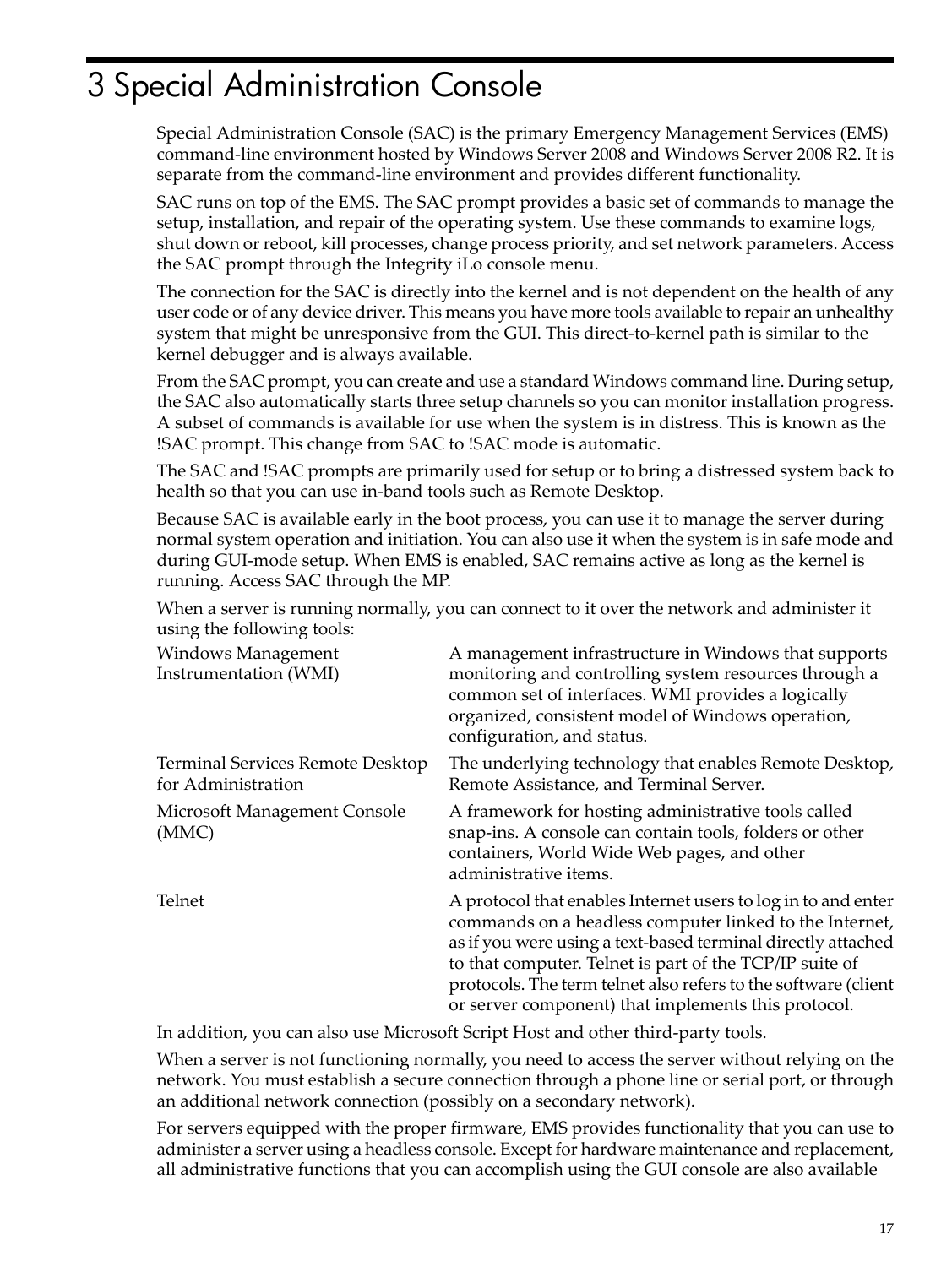# 3 Special Administration Console

Special Administration Console (SAC) is the primary Emergency Management Services (EMS) command-line environment hosted by Windows Server 2008 and Windows Server 2008 R2. It is separate from the command-line environment and provides different functionality.

SAC runs on top of the EMS. The SAC prompt provides a basic set of commands to manage the setup, installation, and repair of the operating system. Use these commands to examine logs, shut down or reboot, kill processes, change process priority, and set network parameters. Access the SAC prompt through the Integrity iLo console menu.

The connection for the SAC is directly into the kernel and is not dependent on the health of any user code or of any device driver. This means you have more tools available to repair an unhealthy system that might be unresponsive from the GUI. This direct-to-kernel path is similar to the kernel debugger and is always available.

From the SAC prompt, you can create and use a standard Windows command line. During setup, the SAC also automatically starts three setup channels so you can monitor installation progress. A subset of commands is available for use when the system is in distress. This is known as the !SAC prompt. This change from SAC to !SAC mode is automatic.

The SAC and !SAC prompts are primarily used for setup or to bring a distressed system back to health so that you can use in-band tools such as Remote Desktop.

Because SAC is available early in the boot process, you can use it to manage the server during normal system operation and initiation. You can also use it when the system is in safe mode and during GUI-mode setup. When EMS is enabled, SAC remains active as long as the kernel is running. Access SAC through the MP.

When a server is running normally, you can connect to it over the network and administer it using the following tools:

| Tool | Description |
|---|---|
| Windows Management Instrumentation (WMI) | A management infrastructure in Windows that supports monitoring and controlling system resources through a common set of interfaces. WMI provides a logically organized, consistent model of Windows operation, configuration, and status. |
| Terminal Services Remote Desktop for Administration | The underlying technology that enables Remote Desktop, Remote Assistance, and Terminal Server. |
| Microsoft Management Console (MMC) | A framework for hosting administrative tools called snap-ins. A console can contain tools, folders or other containers, World Wide Web pages, and other administrative items. |
| Telnet | A protocol that enables Internet users to log in to and enter commands on a headless computer linked to the Internet, as if you were using a text-based terminal directly attached to that computer. Telnet is part of the TCP/IP suite of protocols. The term telnet also refers to the software (client or server component) that implements this protocol. |

In addition, you can also use Microsoft Script Host and other third-party tools.

When a server is not functioning normally, you need to access the server without relying on the network. You must establish a secure connection through a phone line or serial port, or through an additional network connection (possibly on a secondary network).

For servers equipped with the proper firmware, EMS provides functionality that you can use to administer a server using a headless console. Except for hardware maintenance and replacement, all administrative functions that you can accomplish using the GUI console are also available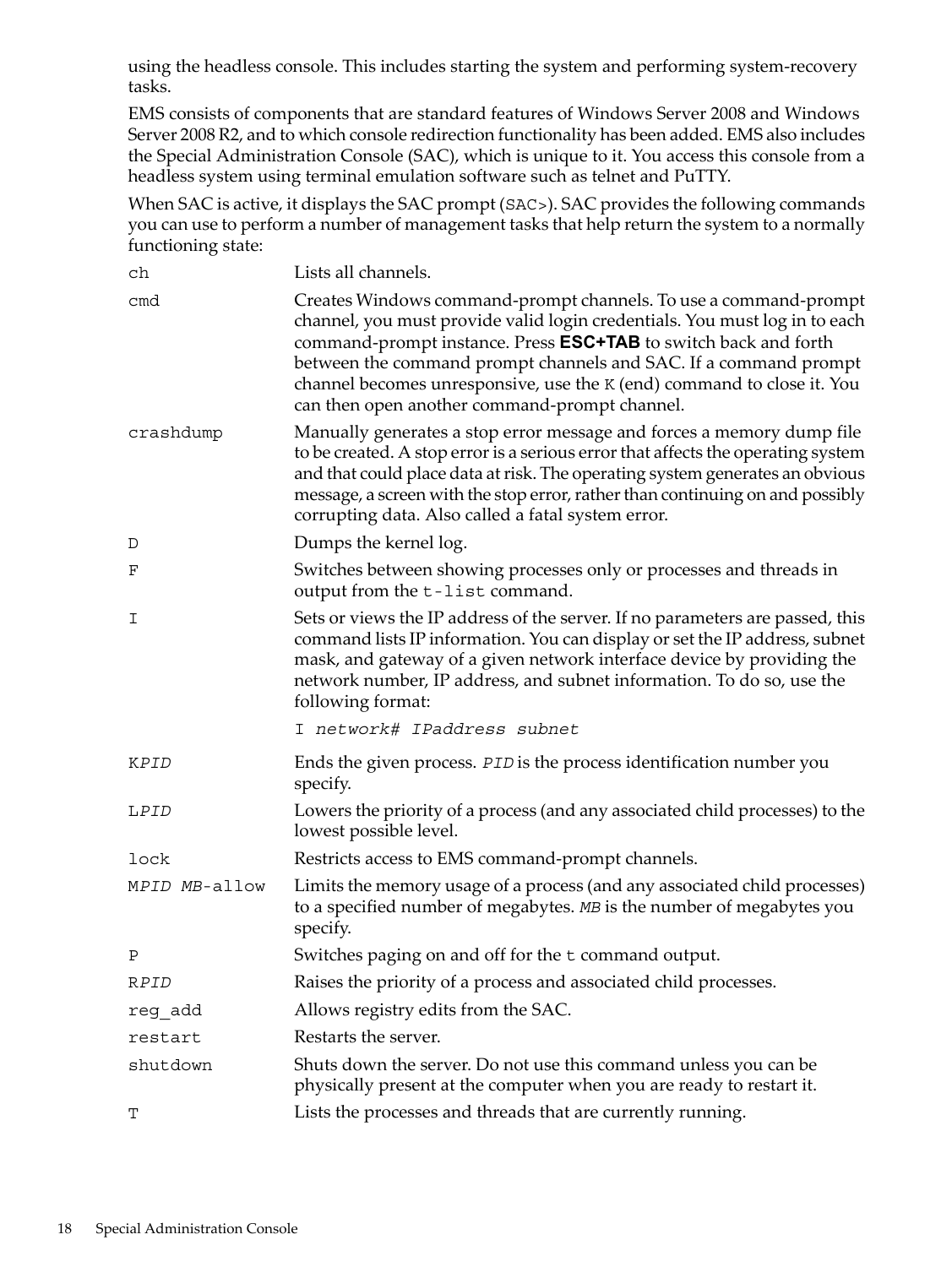using the headless console. This includes starting the system and performing system-recovery tasks.

EMS consists of components that are standard features of Windows Server 2008 and Windows Server 2008 R2, and to which console redirection functionality has been added. EMS also includes the Special Administration Console (SAC), which is unique to it. You access this console from a headless system using terminal emulation software such as telnet and PuTTY.

When SAC is active, it displays the SAC prompt (`SAC>`). SAC provides the following commands you can use to perform a number of management tasks that help return the system to a normally functioning state:

| Command | Description |
|---|---|
| `ch` | Lists all channels. |
| `cmd` | Creates Windows command-prompt channels. To use a command-prompt channel, you must provide valid login credentials. You must log in to each command-prompt instance. Press **ESC+TAB** to switch back and forth between the command prompt channels and SAC. If a command prompt channel becomes unresponsive, use the `K` (end) command to close it. You can then open another command-prompt channel. |
| `crashdump` | Manually generates a stop error message and forces a memory dump file to be created. A stop error is a serious error that affects the operating system and that could place data at risk. The operating system generates an obvious message, a screen with the stop error, rather than continuing on and possibly corrupting data. Also called a fatal system error. |
| `D` | Dumps the kernel log. |
| `F` | Switches between showing processes only or processes and threads in output from the `t-list` command. |
| `I` | Sets or views the IP address of the server. If no parameters are passed, this command lists IP information. You can display or set the IP address, subnet mask, and gateway of a given network interface device by providing the network number, IP address, and subnet information. To do so, use the following format: `I` *`network# IPaddress subnet`* |
| `K`*`PID`* | Ends the given process. *`PID`* is the process identification number you specify. |
| `L`*`PID`* | Lowers the priority of a process (and any associated child processes) to the lowest possible level. |
| `lock` | Restricts access to EMS command-prompt channels. |
| `M`*`PID MB`*`-allow` | Limits the memory usage of a process (and any associated child processes) to a specified number of megabytes. *`MB`* is the number of megabytes you specify. |
| `P` | Switches paging on and off for the `t` command output. |
| `R`*`PID`* | Raises the priority of a process and associated child processes. |
| `reg_add` | Allows registry edits from the SAC. |
| `restart` | Restarts the server. |
| `shutdown` | Shuts down the server. Do not use this command unless you can be physically present at the computer when you are ready to restart it. |
| `T` | Lists the processes and threads that are currently running. |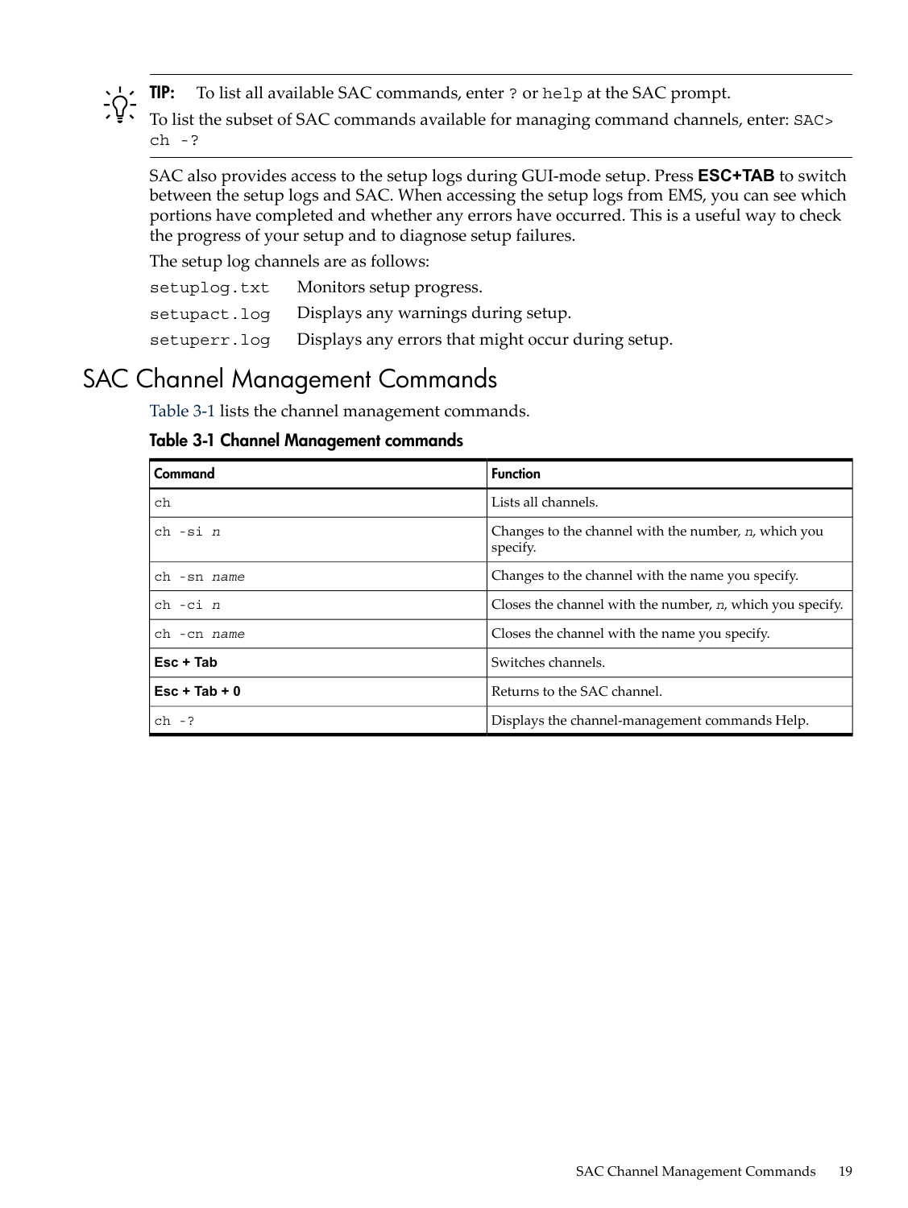**TIP:** To list all available SAC commands, enter `?` or `help` at the SAC prompt.

To list the subset of SAC commands available for managing command channels, enter: `SAC> ch -?`

SAC also provides access to the setup logs during GUI-mode setup. Press **ESC+TAB** to switch between the setup logs and SAC. When accessing the setup logs from EMS, you can see which portions have completed and whether any errors have occurred. This is a useful way to check the progress of your setup and to diagnose setup failures.

The setup log channels are as follows:

| | |
|---|---|
| `setuplog.txt` | Monitors setup progress. |
| `setupact.log` | Displays any warnings during setup. |
| `setuperr.log` | Displays any errors that might occur during setup. |

# SAC Channel Management Commands

Table 3-1 lists the channel management commands.

**Table 3-1 Channel Management commands**

| Command | Function |
|---|---|
| `ch` | Lists all channels. |
| `ch -si` *n* | Changes to the channel with the number, *n*, which you specify. |
| `ch -sn` *name* | Changes to the channel with the name you specify. |
| `ch -ci` *n* | Closes the channel with the number, *n*, which you specify. |
| `ch -cn` *name* | Closes the channel with the name you specify. |
| **Esc + Tab** | Switches channels. |
| **Esc + Tab + 0** | Returns to the SAC channel. |
| `ch -?` | Displays the channel-management commands Help. |